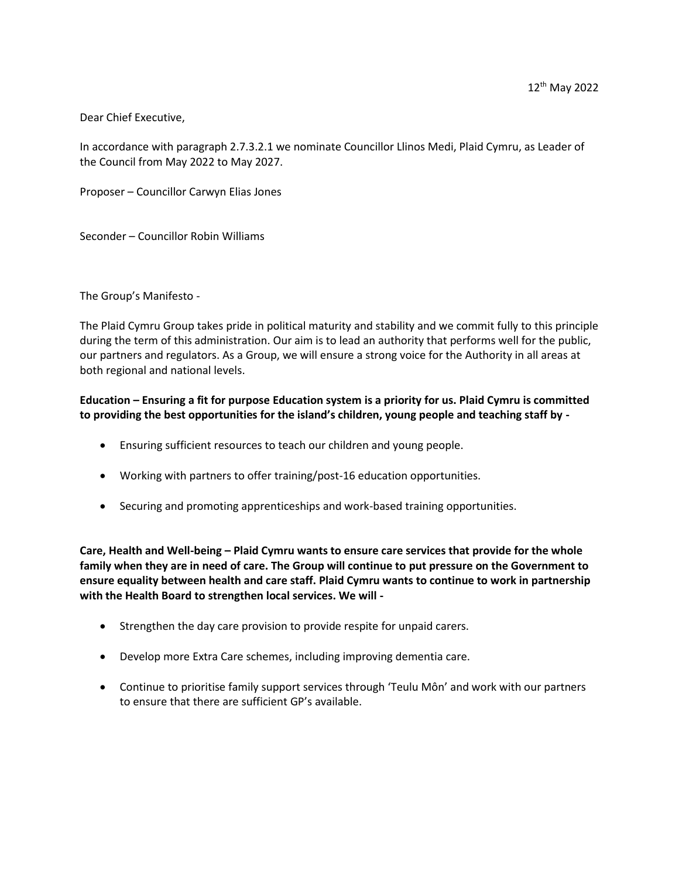12th May 2022

Dear Chief Executive,

In accordance with paragraph 2.7.3.2.1 we nominate Councillor Llinos Medi, Plaid Cymru, as Leader of the Council from May 2022 to May 2027.

Proposer – Councillor Carwyn Elias Jones

Seconder – Councillor Robin Williams

The Group's Manifesto -

The Plaid Cymru Group takes pride in political maturity and stability and we commit fully to this principle during the term of this administration. Our aim is to lead an authority that performs well for the public, our partners and regulators. As a Group, we will ensure a strong voice for the Authority in all areas at both regional and national levels.

**Education – Ensuring a fit for purpose Education system is a priority for us. Plaid Cymru is committed to providing the best opportunities for the island's children, young people and teaching staff by -**

- Ensuring sufficient resources to teach our children and young people.
- Working with partners to offer training/post-16 education opportunities.
- Securing and promoting apprenticeships and work-based training opportunities.

**Care, Health and Well-being – Plaid Cymru wants to ensure care services that provide for the whole family when they are in need of care. The Group will continue to put pressure on the Government to ensure equality between health and care staff. Plaid Cymru wants to continue to work in partnership with the Health Board to strengthen local services. We will -**

- Strengthen the day care provision to provide respite for unpaid carers.
- Develop more Extra Care schemes, including improving dementia care.
- Continue to prioritise family support services through 'Teulu Môn' and work with our partners to ensure that there are sufficient GP's available.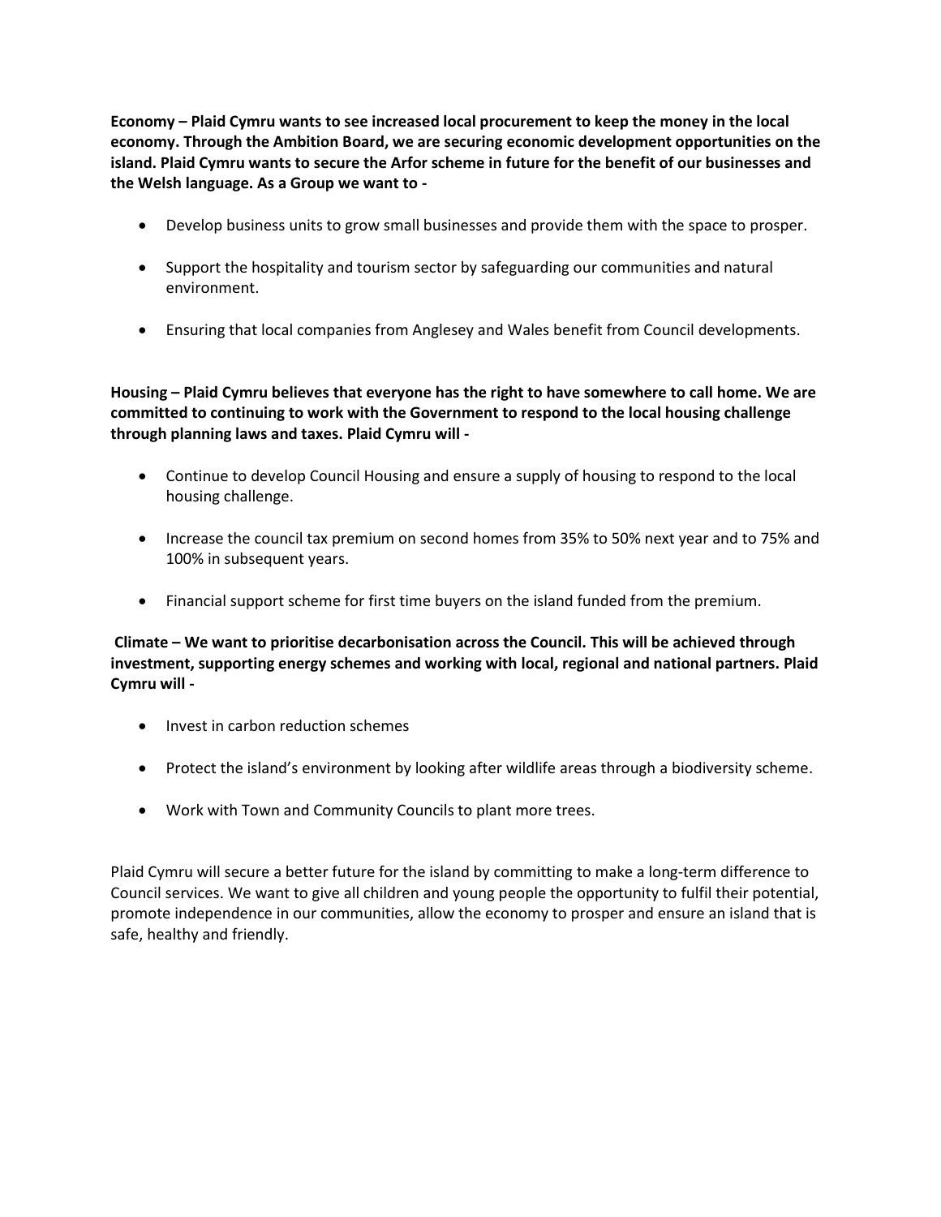**Economy – Plaid Cymru wants to see increased local procurement to keep the money in the local economy. Through the Ambition Board, we are securing economic development opportunities on the island. Plaid Cymru wants to secure the Arfor scheme in future for the benefit of our businesses and the Welsh language. As a Group we want to -**

- Develop business units to grow small businesses and provide them with the space to prosper.
- Support the hospitality and tourism sector by safeguarding our communities and natural environment.
- Ensuring that local companies from Anglesey and Wales benefit from Council developments.

**Housing – Plaid Cymru believes that everyone has the right to have somewhere to call home. We are committed to continuing to work with the Government to respond to the local housing challenge through planning laws and taxes. Plaid Cymru will -**

- Continue to develop Council Housing and ensure a supply of housing to respond to the local housing challenge.
- Increase the council tax premium on second homes from 35% to 50% next year and to 75% and 100% in subsequent years.
- Financial support scheme for first time buyers on the island funded from the premium.

**Climate – We want to prioritise decarbonisation across the Council. This will be achieved through investment, supporting energy schemes and working with local, regional and national partners. Plaid Cymru will -**

- Invest in carbon reduction schemes
- Protect the island's environment by looking after wildlife areas through a biodiversity scheme.
- Work with Town and Community Councils to plant more trees.

Plaid Cymru will secure a better future for the island by committing to make a long-term difference to Council services. We want to give all children and young people the opportunity to fulfil their potential, promote independence in our communities, allow the economy to prosper and ensure an island that is safe, healthy and friendly.